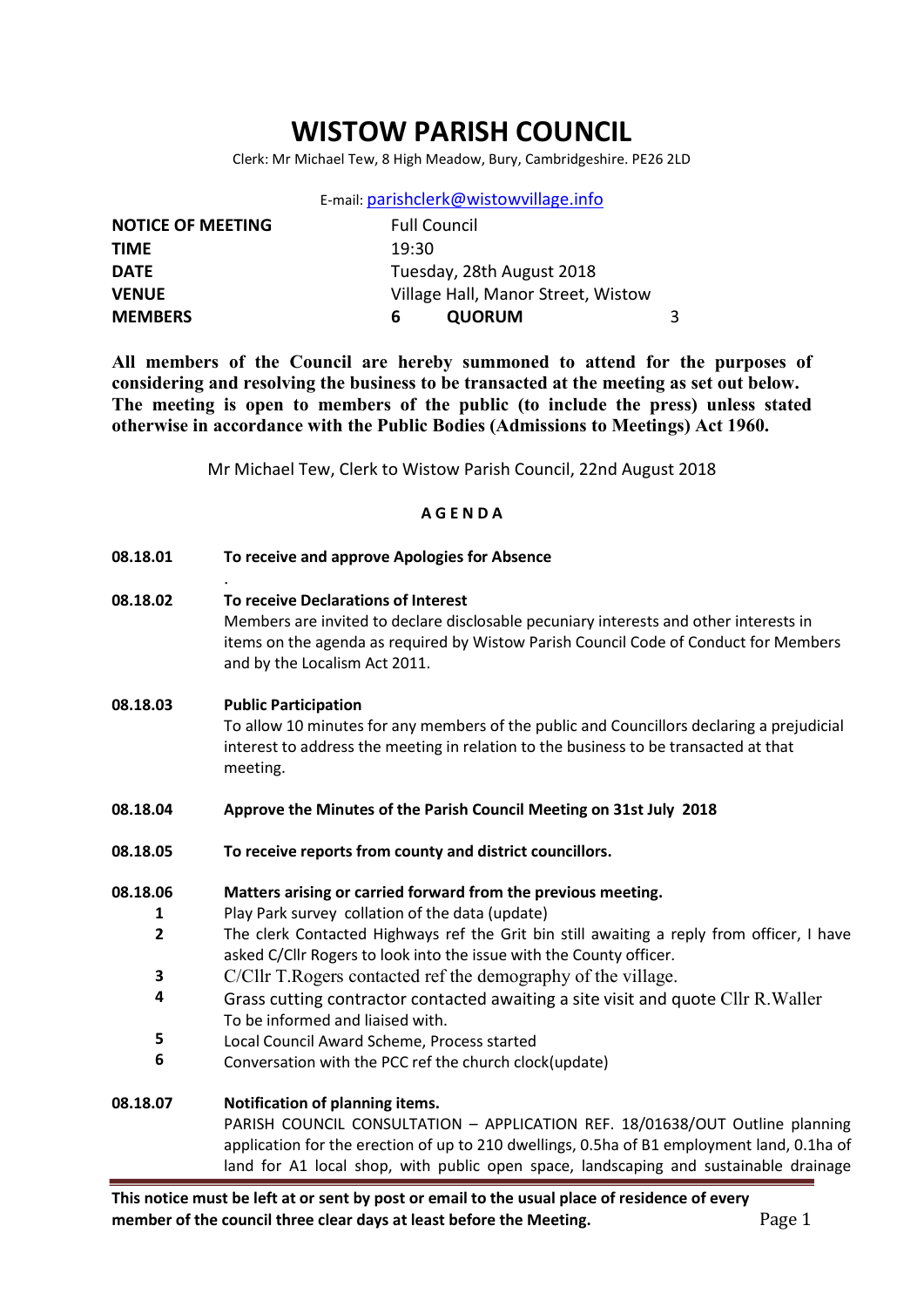# WISTOW PARISH COUNCIL

Clerk: Mr Michael Tew, 8 High Meadow, Bury, Cambridgeshire. PE26 2LD

E-mail: parishclerk@wistowvillage.info

| | | | |
|---|---|---|---|
| **NOTICE OF MEETING** | Full Council | | |
| **TIME** | 19:30 | | |
| **DATE** | Tuesday, 28th August 2018 | | |
| **VENUE** | Village Hall, Manor Street, Wistow | | |
| **MEMBERS** | **6** | **QUORUM** | 3 |

**All members of the Council are hereby summoned to attend for the purposes of considering and resolving the business to be transacted at the meeting as set out below. The meeting is open to members of the public (to include the press) unless stated otherwise in accordance with the Public Bodies (Admissions to Meetings) Act 1960.**

Mr Michael Tew, Clerk to Wistow Parish Council, 22nd August 2018

## A G E N D A

**08.18.01** **To receive and approve Apologies for Absence**

.

**08.18.02** **To receive Declarations of Interest**
Members are invited to declare disclosable pecuniary interests and other interests in items on the agenda as required by Wistow Parish Council Code of Conduct for Members and by the Localism Act 2011.

**08.18.03** **Public Participation**
To allow 10 minutes for any members of the public and Councillors declaring a prejudicial interest to address the meeting in relation to the business to be transacted at that meeting.

**08.18.04** **Approve the Minutes of the Parish Council Meeting on 31st July 2018**

**08.18.05** **To receive reports from county and district councillors.**

**08.18.06** **Matters arising or carried forward from the previous meeting.**

1. Play Park survey collation of the data (update)
2. The clerk Contacted Highways ref the Grit bin still awaiting a reply from officer, I have asked C/Cllr Rogers to look into the issue with the County officer.
3. C/Cllr T.Rogers contacted ref the demography of the village.
4. Grass cutting contractor contacted awaiting a site visit and quote Cllr R.Waller To be informed and liaised with.
5. Local Council Award Scheme, Process started
6. Conversation with the PCC ref the church clock(update)

**08.18.07** **Notification of planning items.**
PARISH COUNCIL CONSULTATION – APPLICATION REF. 18/01638/OUT Outline planning application for the erection of up to 210 dwellings, 0.5ha of B1 employment land, 0.1ha of land for A1 local shop, with public open space, landscaping and sustainable drainage

**This notice must be left at or sent by post or email to the usual place of residence of every member of the council three clear days at least before the Meeting.**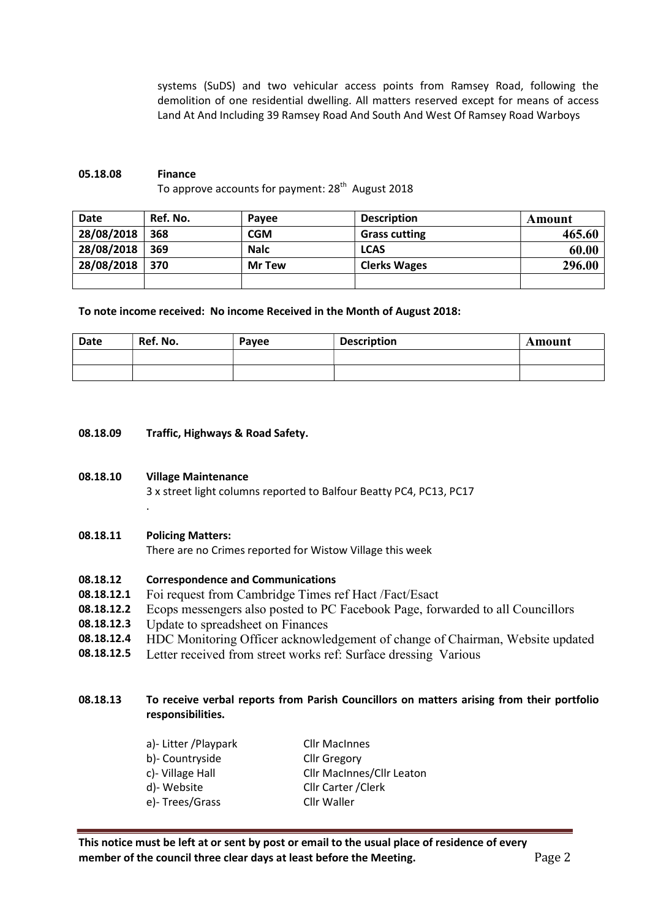systems (SuDS) and two vehicular access points from Ramsey Road, following the demolition of one residential dwelling. All matters reserved except for means of access Land At And Including 39 Ramsey Road And South And West Of Ramsey Road Warboys

**05.18.08 Finance**

To approve accounts for payment: 28th August 2018

| Date | Ref. No. | Payee | Description | Amount |
|---|---|---|---|---|
| 28/08/2018 | 368 | CGM | Grass cutting | 465.60 |
| 28/08/2018 | 369 | Nalc | LCAS | 60.00 |
| 28/08/2018 | 370 | Mr Tew | Clerks Wages | 296.00 |
| | | | | |

**To note income received: No income Received in the Month of August 2018:**

| Date | Ref. No. | Payee | Description | Amount |
|---|---|---|---|---|
| | | | | |
| | | | | |

**08.18.09 Traffic, Highways & Road Safety.**

**08.18.10 Village Maintenance**

3 x street light columns reported to Balfour Beatty PC4, PC13, PC17

.

**08.18.11 Policing Matters:**

There are no Crimes reported for Wistow Village this week

**08.18.12 Correspondence and Communications**

**08.18.12.1** Foi request from Cambridge Times ref Hact /Fact/Esact

**08.18.12.2** Ecops messengers also posted to PC Facebook Page, forwarded to all Councillors

**08.18.12.3** Update to spreadsheet on Finances

**08.18.12.4** HDC Monitoring Officer acknowledgement of change of Chairman, Website updated

**08.18.12.5** Letter received from street works ref: Surface dressing Various

**08.18.13 To receive verbal reports from Parish Councillors on matters arising from their portfolio responsibilities.**

a)- Litter /Playpark — Cllr MacInnes
b)- Countryside — Cllr Gregory
c)- Village Hall — Cllr MacInnes/Cllr Leaton
d)- Website — Cllr Carter /Clerk
e)- Trees/Grass — Cllr Waller

**This notice must be left at or sent by post or email to the usual place of residence of every member of the council three clear days at least before the Meeting.**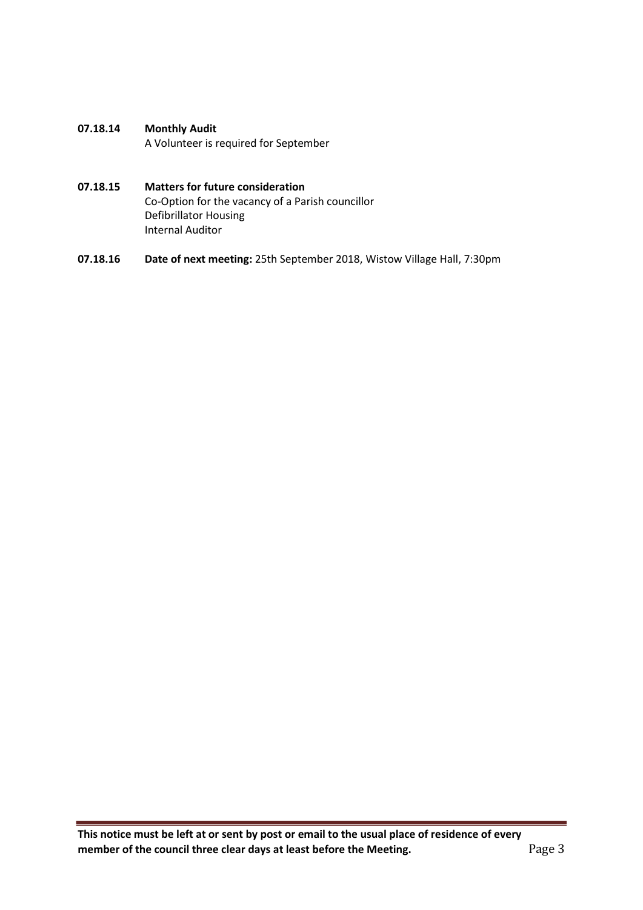**07.18.14 Monthly Audit**
A Volunteer is required for September

**07.18.15 Matters for future consideration**
Co-Option for the vacancy of a Parish councillor
Defibrillator Housing
Internal Auditor

**07.18.16 Date of next meeting:** 25th September 2018, Wistow Village Hall, 7:30pm

**This notice must be left at or sent by post or email to the usual place of residence of every member of the council three clear days at least before the Meeting.**